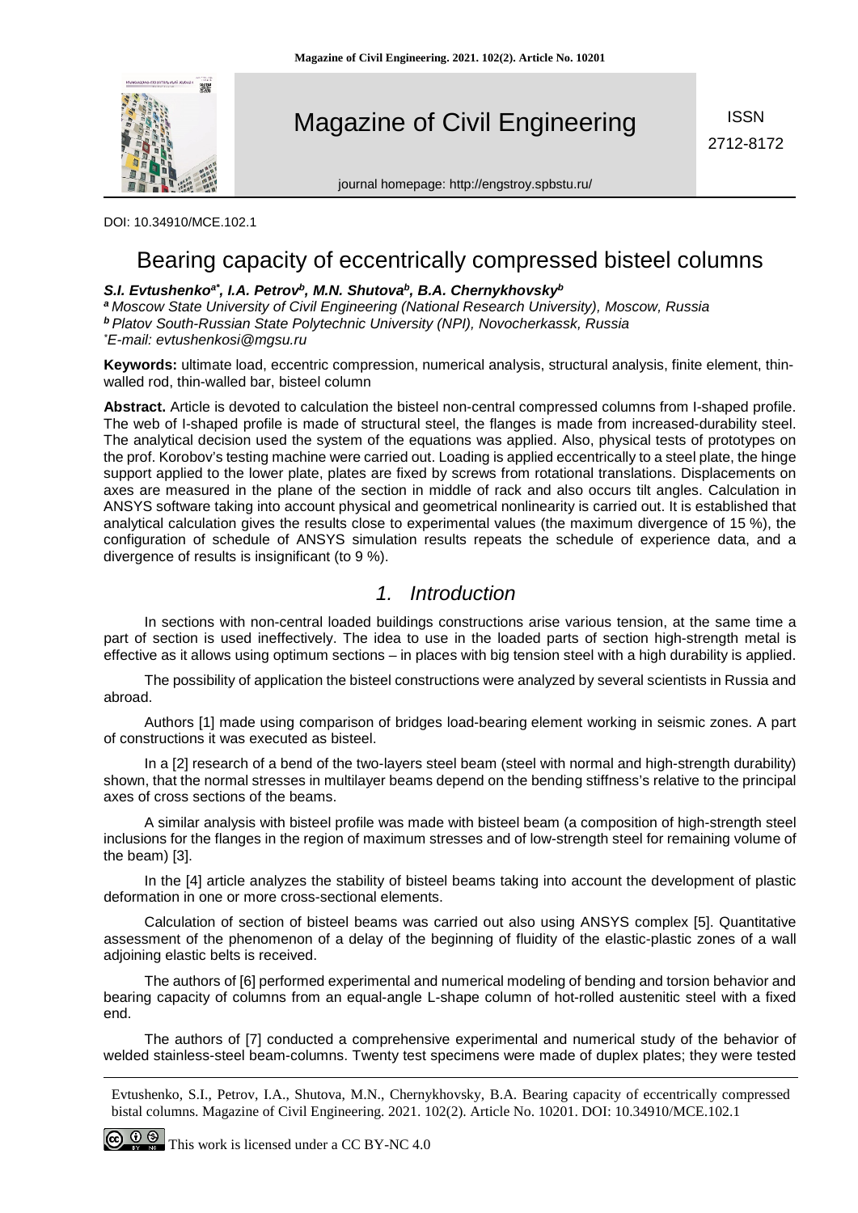# Bearing capacity of eccentrically compressed bisteel columns

***S.I. Evtushenko*** [a*]***, I.A. Petrov*** [b]***, M.N. Shutova*** [b]***, B.A. Chernykhovsky*** [b]

[a] *Moscow State University of Civil Engineering (National Research University), Moscow, Russia*
[b] *Platov South-Russian State Polytechnic University (NPI), Novocherkassk, Russia*
[*] *E-mail: evtushenkosi@mgsu.ru*

**Keywords:** ultimate load, eccentric compression, numerical analysis, structural analysis, finite element, thin-walled rod, thin-walled bar, bisteel column

**Abstract.** Article is devoted to calculation the bisteel non-central compressed columns from I-shaped profile. The web of I-shaped profile is made of structural steel, the flanges is made from increased-durability steel. The analytical decision used the system of the equations was applied. Also, physical tests of prototypes on the prof. Korobov's testing machine were carried out. Loading is applied eccentrically to a steel plate, the hinge support applied to the lower plate, plates are fixed by screws from rotational translations. Displacements on axes are measured in the plane of the section in middle of rack and also occurs tilt angles. Calculation in ANSYS software taking into account physical and geometrical nonlinearity is carried out. It is established that analytical calculation gives the results close to experimental values (the maximum divergence of 15 %), the configuration of schedule of ANSYS simulation results repeats the schedule of experience data, and a divergence of results is insignificant (to 9 %).

## *1. Introduction*

In sections with non-central loaded buildings constructions arise various tension, at the same time a part of section is used ineffectively. The idea to use in the loaded parts of section high-strength metal is effective as it allows using optimum sections – in places with big tension steel with a high durability is applied.

The possibility of application the bisteel constructions were analyzed by several scientists in Russia and abroad.

Authors [1] made using comparison of bridges load-bearing element working in seismic zones. A part of constructions it was executed as bisteel.

In a [2] research of a bend of the two-layers steel beam (steel with normal and high-strength durability) shown, that the normal stresses in multilayer beams depend on the bending stiffness's relative to the principal axes of cross sections of the beams.

A similar analysis with bisteel profile was made with bisteel beam (a composition of high-strength steel inclusions for the flanges in the region of maximum stresses and of low-strength steel for remaining volume of the beam) [3].

In the [4] article analyzes the stability of bisteel beams taking into account the development of plastic deformation in one or more cross-sectional elements.

Calculation of section of bisteel beams was carried out also using ANSYS complex [5]. Quantitative assessment of the phenomenon of a delay of the beginning of fluidity of the elastic-plastic zones of a wall adjoining elastic belts is received.

The authors of [6] performed experimental and numerical modeling of bending and torsion behavior and bearing capacity of columns from an equal-angle L-shape column of hot-rolled austenitic steel with a fixed end.

The authors of [7] conducted a comprehensive experimental and numerical study of the behavior of welded stainless-steel beam-columns. Twenty test specimens were made of duplex plates; they were tested

Evtushenko, S.I., Petrov, I.A., Shutova, M.N., Chernykhovsky, B.A. Bearing capacity of eccentrically compressed bistal columns. Magazine of Civil Engineering. 2021. 102(2). Article No. 10201. DOI: 10.34910/MCE.102.1

This work is licensed under a CC BY-NC 4.0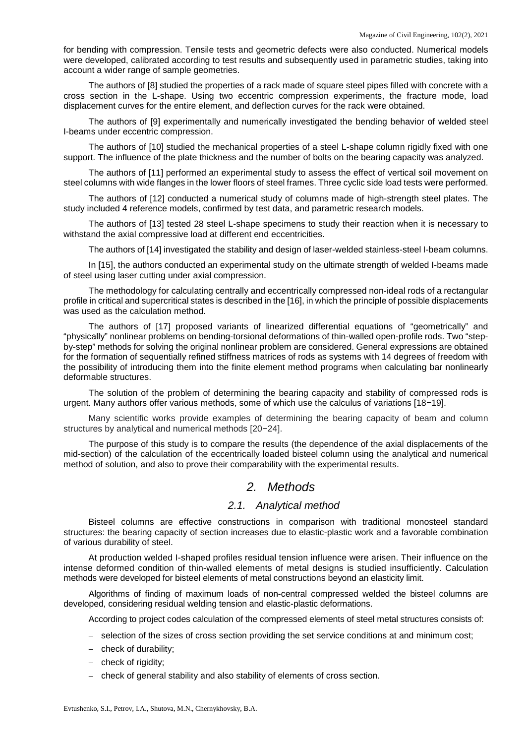for bending with compression. Tensile tests and geometric defects were also conducted. Numerical models were developed, calibrated according to test results and subsequently used in parametric studies, taking into account a wider range of sample geometries.

The authors of [8] studied the properties of a rack made of square steel pipes filled with concrete with a cross section in the L-shape. Using two eccentric compression experiments, the fracture mode, load displacement curves for the entire element, and deflection curves for the rack were obtained.

The authors of [9] experimentally and numerically investigated the bending behavior of welded steel I-beams under eccentric compression.

The authors of [10] studied the mechanical properties of a steel L-shape column rigidly fixed with one support. The influence of the plate thickness and the number of bolts on the bearing capacity was analyzed.

The authors of [11] performed an experimental study to assess the effect of vertical soil movement on steel columns with wide flanges in the lower floors of steel frames. Three cyclic side load tests were performed.

The authors of [12] conducted a numerical study of columns made of high-strength steel plates. The study included 4 reference models, confirmed by test data, and parametric research models.

The authors of [13] tested 28 steel L-shape specimens to study their reaction when it is necessary to withstand the axial compressive load at different end eccentricities.

The authors of [14] investigated the stability and design of laser-welded stainless-steel I-beam columns.

In [15], the authors conducted an experimental study on the ultimate strength of welded I-beams made of steel using laser cutting under axial compression.

The methodology for calculating centrally and eccentrically compressed non-ideal rods of a rectangular profile in critical and supercritical states is described in the [16], in which the principle of possible displacements was used as the calculation method.

The authors of [17] proposed variants of linearized differential equations of "geometrically" and "physically" nonlinear problems on bending-torsional deformations of thin-walled open-profile rods. Two "step-by-step" methods for solving the original nonlinear problem are considered. General expressions are obtained for the formation of sequentially refined stiffness matrices of rods as systems with 14 degrees of freedom with the possibility of introducing them into the finite element method programs when calculating bar nonlinearly deformable structures.

The solution of the problem of determining the bearing capacity and stability of compressed rods is urgent. Many authors offer various methods, some of which use the calculus of variations [18−19].

Many scientific works provide examples of determining the bearing capacity of beam and column structures by analytical and numerical methods [20−24].

The purpose of this study is to compare the results (the dependence of the axial displacements of the mid-section) of the calculation of the eccentrically loaded bisteel column using the analytical and numerical method of solution, and also to prove their comparability with the experimental results.

## 2. Methods

### 2.1. Analytical method

Bisteel columns are effective constructions in comparison with traditional monosteel standard structures: the bearing capacity of section increases due to elastic-plastic work and a favorable combination of various durability of steel.

At production welded I-shaped profiles residual tension influence were arisen. Their influence on the intense deformed condition of thin-walled elements of metal designs is studied insufficiently. Calculation methods were developed for bisteel elements of metal constructions beyond an elasticity limit.

Algorithms of finding of maximum loads of non-central compressed welded the bisteel columns are developed, considering residual welding tension and elastic-plastic deformations.

According to project codes calculation of the compressed elements of steel metal structures consists of:

- selection of the sizes of cross section providing the set service conditions at and minimum cost;
- check of durability;
- check of rigidity;
- check of general stability and also stability of elements of cross section.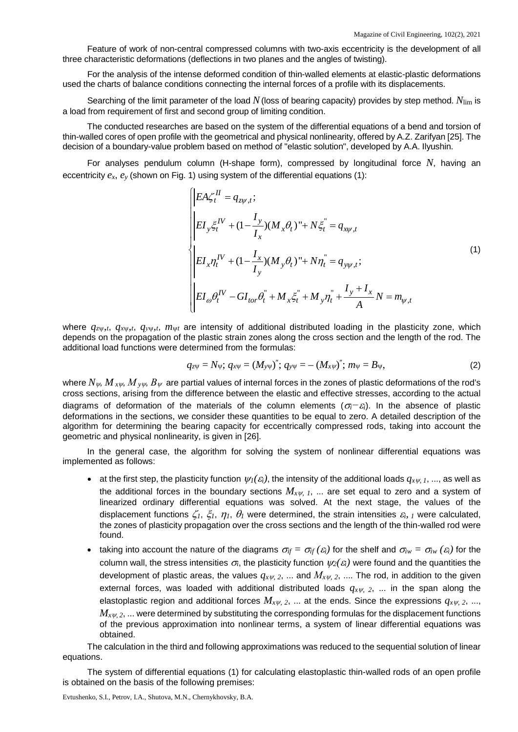Feature of work of non-central compressed columns with two-axis eccentricity is the development of all three characteristic deformations (deflections in two planes and the angles of twisting).

For the analysis of the intense deformed condition of thin-walled elements at elastic-plastic deformations used the charts of balance conditions connecting the internal forces of a profile with its displacements.

Searching of the limit parameter of the load $N$ (loss of bearing capacity) provides by step method. $N_{\lim}$ is a load from requirement of first and second group of limiting condition.

The conducted researches are based on the system of the differential equations of a bend and torsion of thin-walled cores of open profile with the geometrical and physical nonlinearity, offered by A.Z. Zarifyan [25]. The decision of a boundary-value problem based on method of "elastic solution", developed by A.A. Ilyushin.

For analyses pendulum column (H-shape form), compressed by longitudinal force $N$, having an eccentricity $e_x$, $e_y$ (shown on Fig. 1) using system of the differential equations (1):

$$\begin{cases} EA\zeta_t^{II} = q_{z\psi,t}; \\ EI_y\xi_t^{IV} + (1-\dfrac{I_y}{I_x})(M_x\theta_t)'' + N\xi_t^{''} = q_{x\psi,t} \\ EI_x\eta_t^{IV} + (1-\dfrac{I_x}{I_y})(M_y\theta_t)'' + N\eta_t^{''} = q_{y\psi,t}; \\ EI_\omega\theta_t^{IV} - GI_{tor}\theta_t^{''} + M_x\xi_t^{''} + M_y\eta_t^{''} + \dfrac{I_y + I_x}{A}N = m_{\psi,t} \end{cases} \tag{1}$$

where $q_{z\psi,t}$, $q_{x\psi,t}$, $q_{y\psi,t}$, $m_{\psi t}$ are intensity of additional distributed loading in the plasticity zone, which depends on the propagation of the plastic strain zones along the cross section and the length of the rod. The additional load functions were determined from the formulas:

$$q_{z\psi} = N_\psi;\ q_{x\psi} = (M_{y\psi})'';\ q_{y\psi} = -(M_{x\psi})'';\ m_\psi = B_\psi, \tag{2}$$

where $N_\psi$, $M_{x\psi}$, $M_{y\psi}$, $B_\psi$ are partial values of internal forces in the zones of plastic deformations of the rod's cross sections, arising from the difference between the elastic and effective stresses, according to the actual diagrams of deformation of the materials of the column elements ($\sigma_i - \varepsilon_i$). In the absence of plastic deformations in the sections, we consider these quantities to be equal to zero. A detailed description of the algorithm for determining the bearing capacity for eccentrically compressed rods, taking into account the geometric and physical nonlinearity, is given in [26].

In the general case, the algorithm for solving the system of nonlinear differential equations was implemented as follows:

- at the first step, the plasticity function $\psi_1(\varepsilon_i)$, the intensity of the additional loads $q_{x\psi,1}$, ..., as well as the additional forces in the boundary sections $M_{x\psi,1}$, ... are set equal to zero and a system of linearized ordinary differential equations was solved. At the next stage, the values of the displacement functions $\zeta_1$, $\xi_1$, $\eta_1$, $\theta_1$ were determined, the strain intensities $\varepsilon_{i,1}$ were calculated, the zones of plasticity propagation over the cross sections and the length of the thin-walled rod were found.
- taking into account the nature of the diagrams $\sigma_{if} = \sigma_{if}(\varepsilon_i)$ for the shelf and $\sigma_{iw} = \sigma_{iw}(\varepsilon_i)$ for the column wall, the stress intensities $\sigma_i$, the plasticity function $\psi_2(\varepsilon_i)$ were found and the quantities the development of plastic areas, the values $q_{x\psi,2}$, ... and $M_{x\psi,2}$, .... The rod, in addition to the given external forces, was loaded with additional distributed loads $q_{x\psi,2}$, ... in the span along the elastoplastic region and additional forces $M_{x\psi,2}$, ... at the ends. Since the expressions $q_{x\psi,2}$, ..., $M_{x\psi,2}$, ... were determined by substituting the corresponding formulas for the displacement functions of the previous approximation into nonlinear terms, a system of linear differential equations was obtained.

The calculation in the third and following approximations was reduced to the sequential solution of linear equations.

The system of differential equations (1) for calculating elastoplastic thin-walled rods of an open profile is obtained on the basis of the following premises: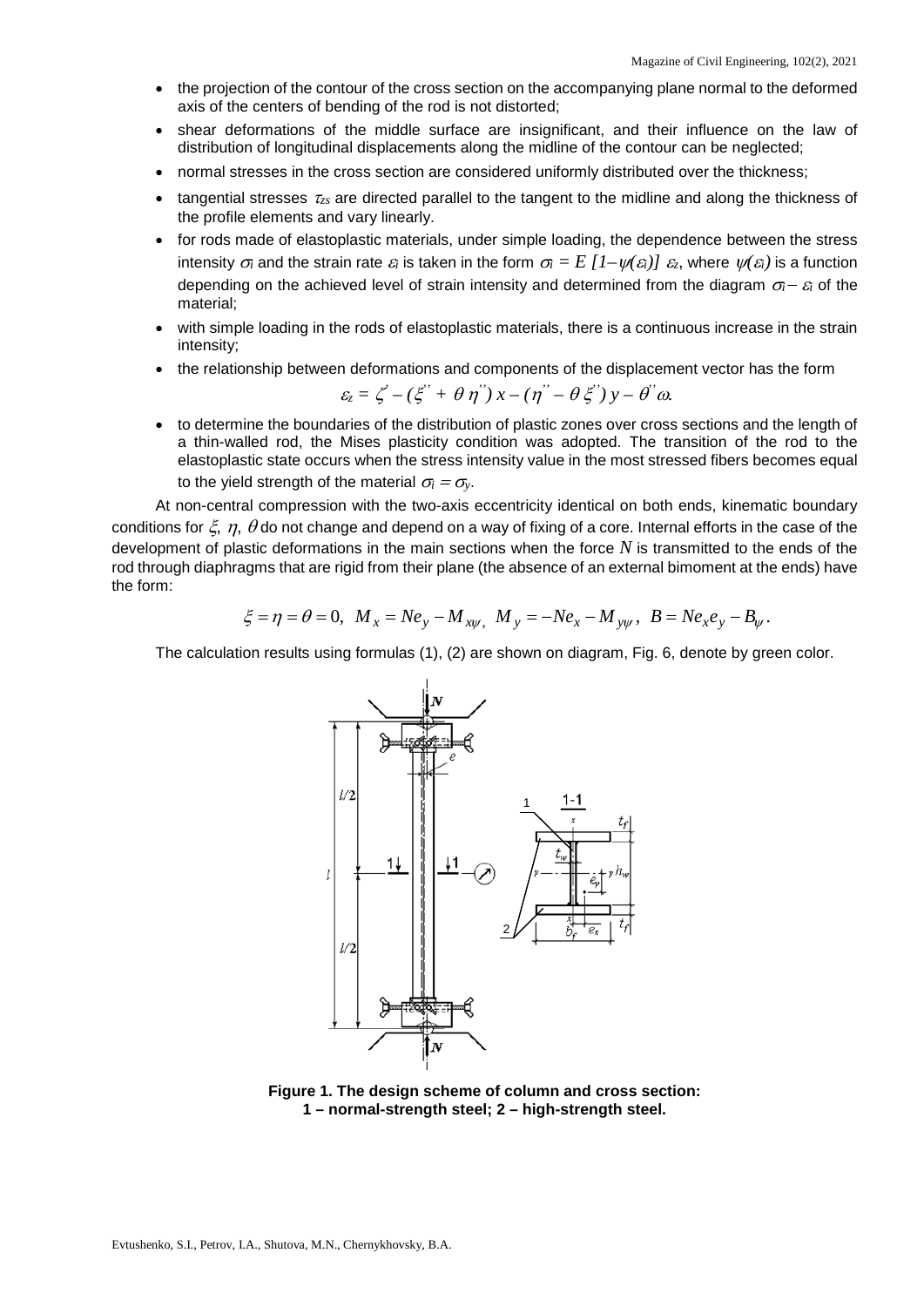- the projection of the contour of the cross section on the accompanying plane normal to the deformed axis of the centers of bending of the rod is not distorted;
- shear deformations of the middle surface are insignificant, and their influence on the law of distribution of longitudinal displacements along the midline of the contour can be neglected;
- normal stresses in the cross section are considered uniformly distributed over the thickness;
- tangential stresses $\tau_{zs}$ are directed parallel to the tangent to the midline and along the thickness of the profile elements and vary linearly.
- for rods made of elastoplastic materials, under simple loading, the dependence between the stress intensity $\sigma_i$ and the strain rate $\varepsilon_i$ is taken in the form $\sigma_i = E\,[1-\psi(\varepsilon_i)]\,\varepsilon_z$, where $\psi(\varepsilon_i)$ is a function depending on the achieved level of strain intensity and determined from the diagram $\sigma_i - \varepsilon_i$ of the material;
- with simple loading in the rods of elastoplastic materials, there is a continuous increase in the strain intensity;
- the relationship between deformations and components of the displacement vector has the form

$$\varepsilon_z = \zeta' - (\xi'' + \theta\,\eta'')\,x - (\eta'' - \theta\,\xi'')\,y - \theta''\omega.$$

- to determine the boundaries of the distribution of plastic zones over cross sections and the length of a thin-walled rod, the Mises plasticity condition was adopted. The transition of the rod to the elastoplastic state occurs when the stress intensity value in the most stressed fibers becomes equal to the yield strength of the material $\sigma_i = \sigma_y$.

At non-central compression with the two-axis eccentricity identical on both ends, kinematic boundary conditions for $\xi$, $\eta$, $\theta$ do not change and depend on a way of fixing of a core. Internal efforts in the case of the development of plastic deformations in the main sections when the force $N$ is transmitted to the ends of the rod through diaphragms that are rigid from their plane (the absence of an external bimoment at the ends) have the form:

$$\xi = \eta = \theta = 0,\;\; M_x = Ne_y - M_{x\psi},\;\; M_y = -Ne_x - M_{y\psi},\;\; B = Ne_x e_y - B_{\psi}.$$

The calculation results using formulas (1), (2) are shown on diagram, Fig. 6, denote by green color.

**Figure 1. The design scheme of column and cross section: 1 – normal-strength steel; 2 – high-strength steel.**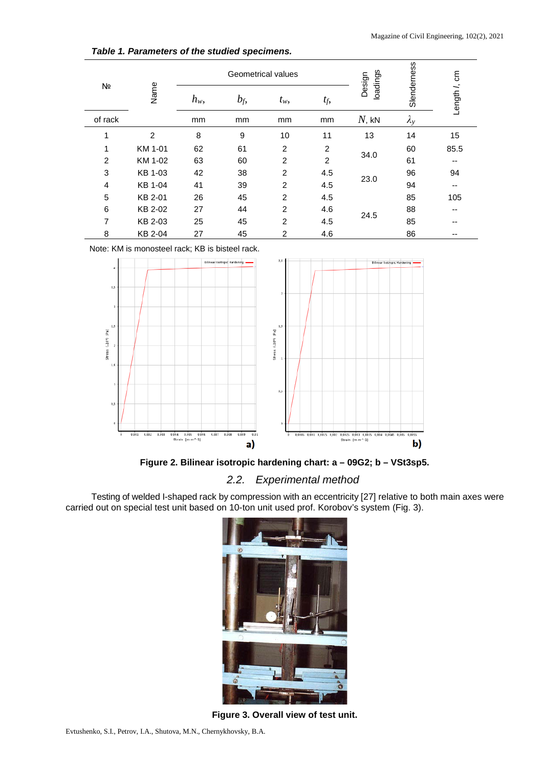*Table 1. Parameters of the studied specimens.*

| № of rack | Name | Geometrical values | | | | Design loadings | Slenderness | Length *l*, cm |
|---|---|---|---|---|---|---|---|---|
| | | $h_w$, | $b_f$, | $t_w$, | $t_f$, | | | |
| | | mm | mm | mm | mm | $N$, kN | $\lambda_y$ | |
| 1 | 2 | 8 | 9 | 10 | 11 | 13 | 14 | 15 |
| 1 | KM 1-01 | 62 | 61 | 2 | 2 | 34.0 | 60 | 85.5 |
| 2 | KM 1-02 | 63 | 60 | 2 | 2 | | 61 | -- |
| 3 | KB 1-03 | 42 | 38 | 2 | 4.5 | 23.0 | 96 | 94 |
| 4 | KB 1-04 | 41 | 39 | 2 | 4.5 | | 94 | -- |
| 5 | KB 2-01 | 26 | 45 | 2 | 4.5 | 24.5 | 85 | 105 |
| 6 | KB 2-02 | 27 | 44 | 2 | 4.6 | | 88 | -- |
| 7 | KB 2-03 | 25 | 45 | 2 | 4.5 | | 85 | -- |
| 8 | KB 2-04 | 27 | 45 | 2 | 4.6 | | 86 | -- |

Note: KM is monosteel rack; KB is bisteel rack.

**Figure 2. Bilinear isotropic hardening chart: a – 09G2; b – VSt3sp5.**

## 2.2. Experimental method

Testing of welded I-shaped rack by compression with an eccentricity [27] relative to both main axes were carried out on special test unit based on 10-ton unit used prof. Korobov's system (Fig. 3).

**Figure 3. Overall view of test unit.**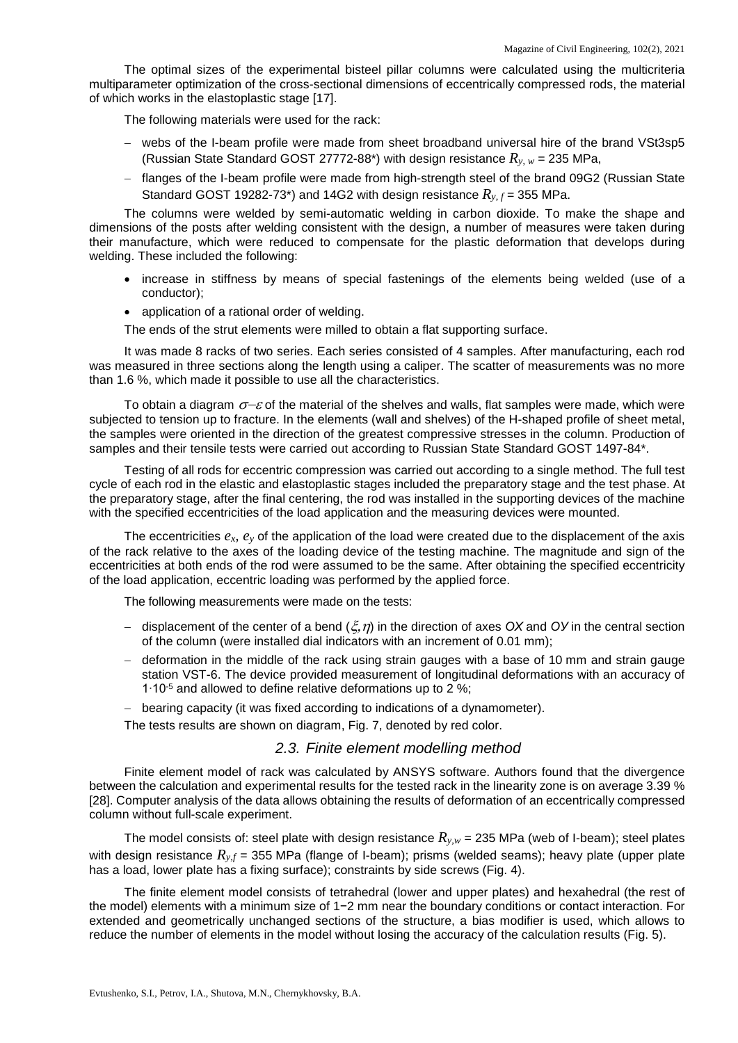The optimal sizes of the experimental bisteel pillar columns were calculated using the multicriteria multiparameter optimization of the cross-sectional dimensions of eccentrically compressed rods, the material of which works in the elastoplastic stage [17].

The following materials were used for the rack:

- webs of the I-beam profile were made from sheet broadband universal hire of the brand VSt3sp5 (Russian State Standard GOST 27772-88*) with design resistance $R_{y,\,w}$ = 235 MPa,
- flanges of the I-beam profile were made from high-strength steel of the brand 09G2 (Russian State Standard GOST 19282-73*) and 14G2 with design resistance $R_{y,\,f}$ = 355 MPa.

The columns were welded by semi-automatic welding in carbon dioxide. To make the shape and dimensions of the posts after welding consistent with the design, a number of measures were taken during their manufacture, which were reduced to compensate for the plastic deformation that develops during welding. These included the following:

- increase in stiffness by means of special fastenings of the elements being welded (use of a conductor);
- application of a rational order of welding.

The ends of the strut elements were milled to obtain a flat supporting surface.

It was made 8 racks of two series. Each series consisted of 4 samples. After manufacturing, each rod was measured in three sections along the length using a caliper. The scatter of measurements was no more than 1.6 %, which made it possible to use all the characteristics.

To obtain a diagram $\sigma$–$\varepsilon$ of the material of the shelves and walls, flat samples were made, which were subjected to tension up to fracture. In the elements (wall and shelves) of the H-shaped profile of sheet metal, the samples were oriented in the direction of the greatest compressive stresses in the column. Production of samples and their tensile tests were carried out according to Russian State Standard GOST 1497-84*.

Testing of all rods for eccentric compression was carried out according to a single method. The full test cycle of each rod in the elastic and elastoplastic stages included the preparatory stage and the test phase. At the preparatory stage, after the final centering, the rod was installed in the supporting devices of the machine with the specified eccentricities of the load application and the measuring devices were mounted.

The eccentricities $e_x$, $e_y$ of the application of the load were created due to the displacement of the axis of the rack relative to the axes of the loading device of the testing machine. The magnitude and sign of the eccentricities at both ends of the rod were assumed to be the same. After obtaining the specified eccentricity of the load application, eccentric loading was performed by the applied force.

The following measurements were made on the tests:

- displacement of the center of a bend ($\xi$,$\eta$) in the direction of axes *OX* and *OY* in the central section of the column (were installed dial indicators with an increment of 0.01 mm);
- deformation in the middle of the rack using strain gauges with a base of 10 mm and strain gauge station VST-6. The device provided measurement of longitudinal deformations with an accuracy of $1{\cdot}10^{-5}$ and allowed to define relative deformations up to 2 %;
- bearing capacity (it was fixed according to indications of a dynamometer).

The tests results are shown on diagram, Fig. 7, denoted by red color.

### 2.3. Finite element modelling method

Finite element model of rack was calculated by ANSYS software. Authors found that the divergence between the calculation and experimental results for the tested rack in the linearity zone is on average 3.39 % [28]. Computer analysis of the data allows obtaining the results of deformation of an eccentrically compressed column without full-scale experiment.

The model consists of: steel plate with design resistance $R_{y,w}$ = 235 MPa (web of I-beam); steel plates with design resistance $R_{y,f}$ = 355 MPa (flange of I-beam); prisms (welded seams); heavy plate (upper plate has a load, lower plate has a fixing surface); constraints by side screws (Fig. 4).

The finite element model consists of tetrahedral (lower and upper plates) and hexahedral (the rest of the model) elements with a minimum size of 1−2 mm near the boundary conditions or contact interaction. For extended and geometrically unchanged sections of the structure, a bias modifier is used, which allows to reduce the number of elements in the model without losing the accuracy of the calculation results (Fig. 5).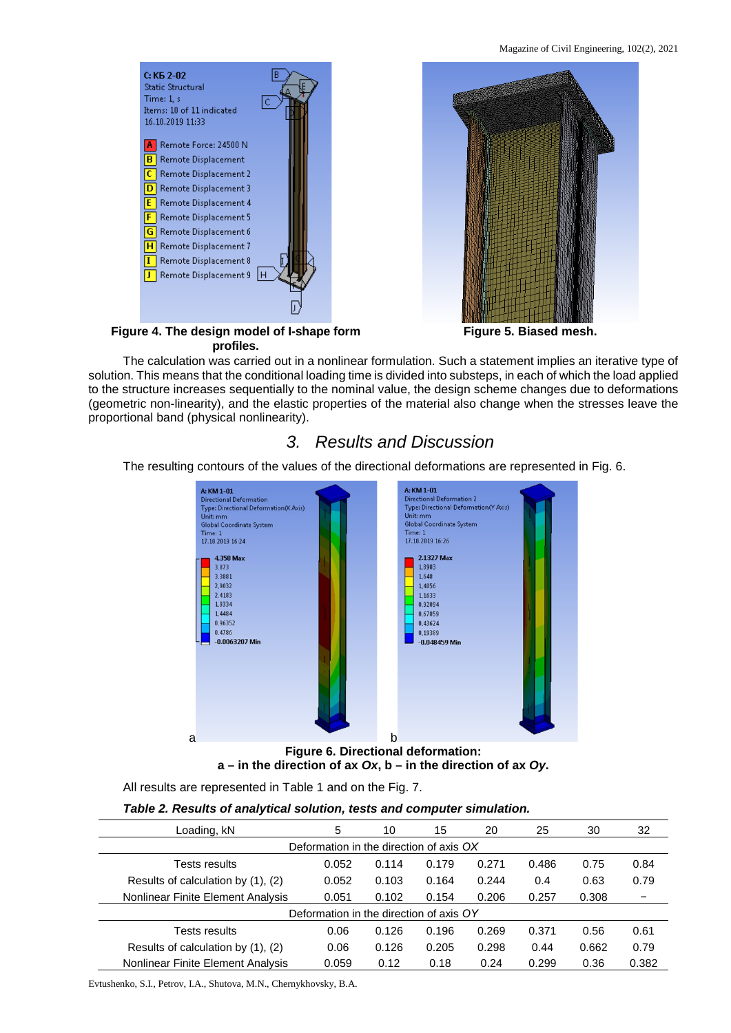**Figure 4. The design model of I-shape form profiles.**

**Figure 5. Biased mesh.**

The calculation was carried out in a nonlinear formulation. Such a statement implies an iterative type of solution. This means that the conditional loading time is divided into substeps, in each of which the load applied to the structure increases sequentially to the nominal value, the design scheme changes due to deformations (geometric non-linearity), and the elastic properties of the material also change when the stresses leave the proportional band (physical nonlinearity).

## 3. Results and Discussion

The resulting contours of the values of the directional deformations are represented in Fig. 6.

**Figure 6. Directional deformation:**
**a – in the direction of ax *Ox*, b – in the direction of ax *Oy*.**

All results are represented in Table 1 and on the Fig. 7.

***Table 2. Results of analytical solution, tests and computer simulation.***

| Loading, kN | 5 | 10 | 15 | 20 | 25 | 30 | 32 |
|---|---|---|---|---|---|---|---|
| Deformation in the direction of axis *OX* | | | | | | | |
| Tests results | 0.052 | 0.114 | 0.179 | 0.271 | 0.486 | 0.75 | 0.84 |
| Results of calculation by (1), (2) | 0.052 | 0.103 | 0.164 | 0.244 | 0.4 | 0.63 | 0.79 |
| Nonlinear Finite Element Analysis | 0.051 | 0.102 | 0.154 | 0.206 | 0.257 | 0.308 | – |
| Deformation in the direction of axis *OY* | | | | | | | |
| Tests results | 0.06 | 0.126 | 0.196 | 0.269 | 0.371 | 0.56 | 0.61 |
| Results of calculation by (1), (2) | 0.06 | 0.126 | 0.205 | 0.298 | 0.44 | 0.662 | 0.79 |
| Nonlinear Finite Element Analysis | 0.059 | 0.12 | 0.18 | 0.24 | 0.299 | 0.36 | 0.382 |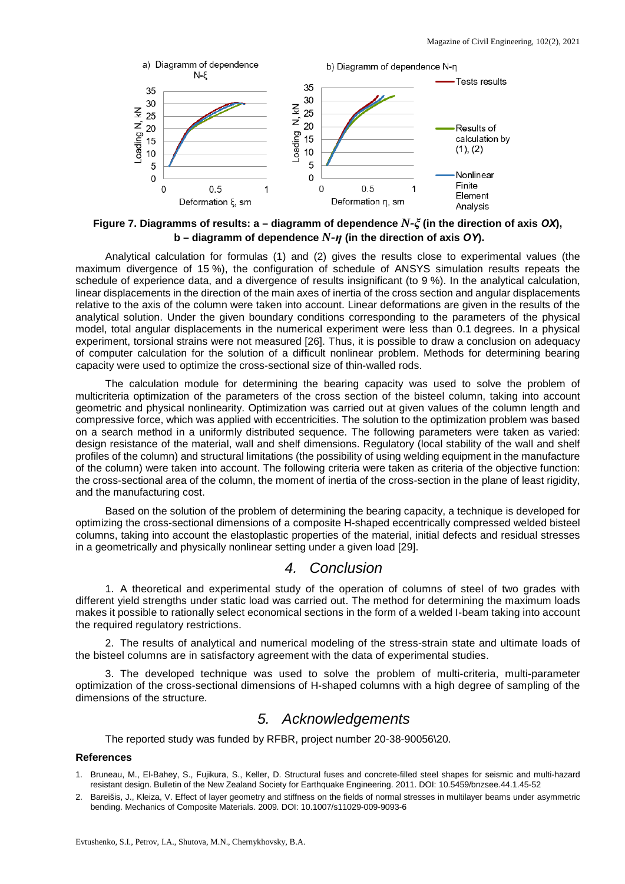Figure 7. Diagramms of results: a – diagramm of dependence $N$-$\xi$ (in the direction of axis *OX*), b – diagramm of dependence $N$-$\eta$ (in the direction of axis *OY*).

Analytical calculation for formulas (1) and (2) gives the results close to experimental values (the maximum divergence of 15 %), the configuration of schedule of ANSYS simulation results repeats the schedule of experience data, and a divergence of results insignificant (to 9 %). In the analytical calculation, linear displacements in the direction of the main axes of inertia of the cross section and angular displacements relative to the axis of the column were taken into account. Linear deformations are given in the results of the analytical solution. Under the given boundary conditions corresponding to the parameters of the physical model, total angular displacements in the numerical experiment were less than 0.1 degrees. In a physical experiment, torsional strains were not measured [26]. Thus, it is possible to draw a conclusion on adequacy of computer calculation for the solution of a difficult nonlinear problem. Methods for determining bearing capacity were used to optimize the cross-sectional size of thin-walled rods.

The calculation module for determining the bearing capacity was used to solve the problem of multicriteria optimization of the parameters of the cross section of the bisteel column, taking into account geometric and physical nonlinearity. Optimization was carried out at given values of the column length and compressive force, which was applied with eccentricities. The solution to the optimization problem was based on a search method in a uniformly distributed sequence. The following parameters were taken as varied: design resistance of the material, wall and shelf dimensions. Regulatory (local stability of the wall and shelf profiles of the column) and structural limitations (the possibility of using welding equipment in the manufacture of the column) were taken into account. The following criteria were taken as criteria of the objective function: the cross-sectional area of the column, the moment of inertia of the cross-section in the plane of least rigidity, and the manufacturing cost.

Based on the solution of the problem of determining the bearing capacity, a technique is developed for optimizing the cross-sectional dimensions of a composite H-shaped eccentrically compressed welded bisteel columns, taking into account the elastoplastic properties of the material, initial defects and residual stresses in a geometrically and physically nonlinear setting under a given load [29].

## 4. Conclusion

1. A theoretical and experimental study of the operation of columns of steel of two grades with different yield strengths under static load was carried out. The method for determining the maximum loads makes it possible to rationally select economical sections in the form of a welded I-beam taking into account the required regulatory restrictions.

2. The results of analytical and numerical modeling of the stress-strain state and ultimate loads of the bisteel columns are in satisfactory agreement with the data of experimental studies.

3. The developed technique was used to solve the problem of multi-criteria, multi-parameter optimization of the cross-sectional dimensions of H-shaped columns with a high degree of sampling of the dimensions of the structure.

## 5. Acknowledgements

The reported study was funded by RFBR, project number 20-38-90056\20.

### References

1. Bruneau, M., El-Bahey, S., Fujikura, S., Keller, D. Structural fuses and concrete-filled steel shapes for seismic and multi-hazard resistant design. Bulletin of the New Zealand Society for Earthquake Engineering. 2011. DOI: 10.5459/bnzsee.44.1.45-52
2. Bareišis, J., Kleiza, V. Effect of layer geometry and stiffness on the fields of normal stresses in multilayer beams under asymmetric bending. Mechanics of Composite Materials. 2009. DOI: 10.1007/s11029-009-9093-6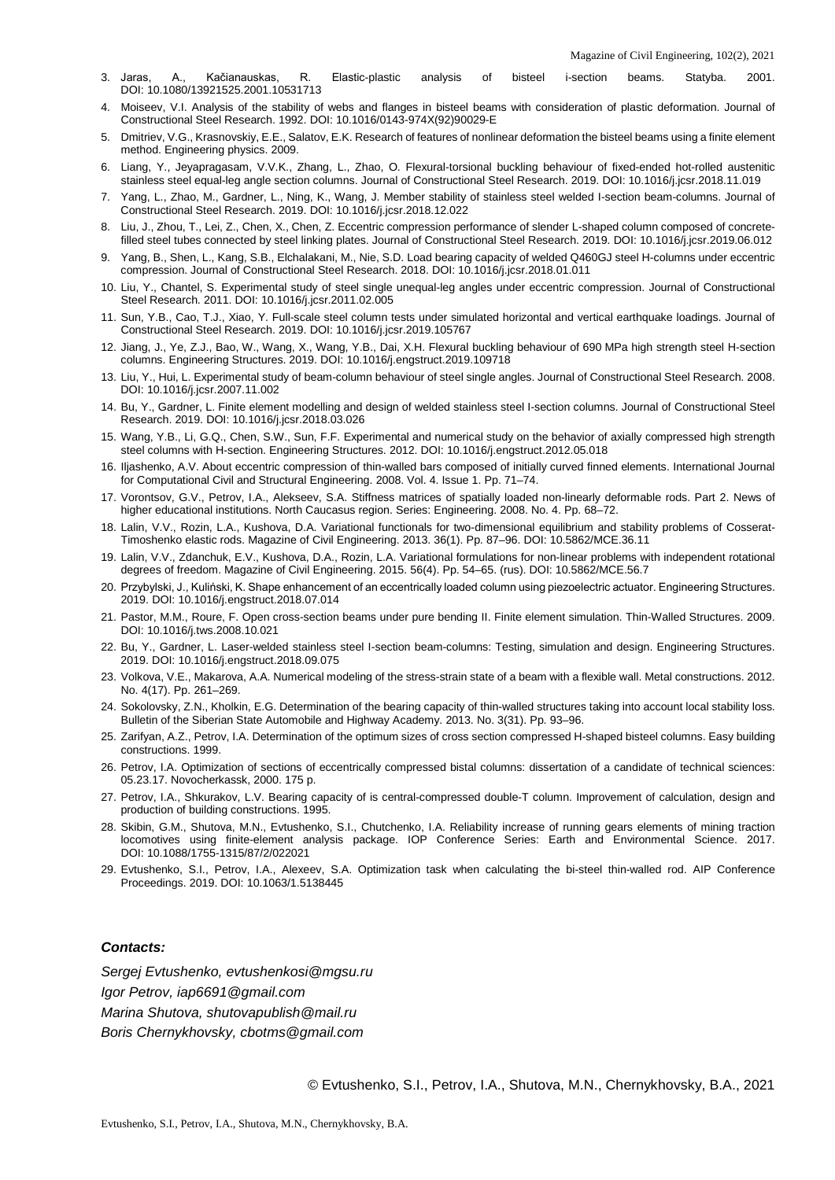3. Jaras, A., Kačianauskas, R. Elastic-plastic analysis of bisteel i-section beams. Statyba. 2001. DOI: 10.1080/13921525.2001.10531713
4. Moiseev, V.I. Analysis of the stability of webs and flanges in bisteel beams with consideration of plastic deformation. Journal of Constructional Steel Research. 1992. DOI: 10.1016/0143-974X(92)90029-E
5. Dmitriev, V.G., Krasnovskiy, E.E., Salatov, E.K. Research of features of nonlinear deformation the bisteel beams using a finite element method. Engineering physics. 2009.
6. Liang, Y., Jeyapragasam, V.V.K., Zhang, L., Zhao, O. Flexural-torsional buckling behaviour of fixed-ended hot-rolled austenitic stainless steel equal-leg angle section columns. Journal of Constructional Steel Research. 2019. DOI: 10.1016/j.jcsr.2018.11.019
7. Yang, L., Zhao, M., Gardner, L., Ning, K., Wang, J. Member stability of stainless steel welded I-section beam-columns. Journal of Constructional Steel Research. 2019. DOI: 10.1016/j.jcsr.2018.12.022
8. Liu, J., Zhou, T., Lei, Z., Chen, X., Chen, Z. Eccentric compression performance of slender L-shaped column composed of concrete-filled steel tubes connected by steel linking plates. Journal of Constructional Steel Research. 2019. DOI: 10.1016/j.jcsr.2019.06.012
9. Yang, B., Shen, L., Kang, S.B., Elchalakani, M., Nie, S.D. Load bearing capacity of welded Q460GJ steel H-columns under eccentric compression. Journal of Constructional Steel Research. 2018. DOI: 10.1016/j.jcsr.2018.01.011
10. Liu, Y., Chantel, S. Experimental study of steel single unequal-leg angles under eccentric compression. Journal of Constructional Steel Research. 2011. DOI: 10.1016/j.jcsr.2011.02.005
11. Sun, Y.B., Cao, T.J., Xiao, Y. Full-scale steel column tests under simulated horizontal and vertical earthquake loadings. Journal of Constructional Steel Research. 2019. DOI: 10.1016/j.jcsr.2019.105767
12. Jiang, J., Ye, Z.J., Bao, W., Wang, X., Wang, Y.B., Dai, X.H. Flexural buckling behaviour of 690 MPa high strength steel H-section columns. Engineering Structures. 2019. DOI: 10.1016/j.engstruct.2019.109718
13. Liu, Y., Hui, L. Experimental study of beam-column behaviour of steel single angles. Journal of Constructional Steel Research. 2008. DOI: 10.1016/j.jcsr.2007.11.002
14. Bu, Y., Gardner, L. Finite element modelling and design of welded stainless steel I-section columns. Journal of Constructional Steel Research. 2019. DOI: 10.1016/j.jcsr.2018.03.026
15. Wang, Y.B., Li, G.Q., Chen, S.W., Sun, F.F. Experimental and numerical study on the behavior of axially compressed high strength steel columns with H-section. Engineering Structures. 2012. DOI: 10.1016/j.engstruct.2012.05.018
16. Iljashenko, A.V. About eccentric compression of thin-walled bars composed of initially curved finned elements. International Journal for Computational Civil and Structural Engineering. 2008. Vol. 4. Issue 1. Pp. 71–74.
17. Vorontsov, G.V., Petrov, I.A., Alekseev, S.A. Stiffness matrices of spatially loaded non-linearly deformable rods. Part 2. News of higher educational institutions. North Caucasus region. Series: Engineering. 2008. No. 4. Pp. 68–72.
18. Lalin, V.V., Rozin, L.A., Kushova, D.A. Variational functionals for two-dimensional equilibrium and stability problems of Cosserat-Timoshenko elastic rods. Magazine of Civil Engineering. 2013. 36(1). Pp. 87–96. DOI: 10.5862/MCE.36.11
19. Lalin, V.V., Zdanchuk, E.V., Kushova, D.A., Rozin, L.A. Variational formulations for non-linear problems with independent rotational degrees of freedom. Magazine of Civil Engineering. 2015. 56(4). Pp. 54–65. (rus). DOI: 10.5862/MCE.56.7
20. Przybylski, J., Kuliński, K. Shape enhancement of an eccentrically loaded column using piezoelectric actuator. Engineering Structures. 2019. DOI: 10.1016/j.engstruct.2018.07.014
21. Pastor, M.M., Roure, F. Open cross-section beams under pure bending II. Finite element simulation. Thin-Walled Structures. 2009. DOI: 10.1016/j.tws.2008.10.021
22. Bu, Y., Gardner, L. Laser-welded stainless steel I-section beam-columns: Testing, simulation and design. Engineering Structures. 2019. DOI: 10.1016/j.engstruct.2018.09.075
23. Volkova, V.E., Makarova, A.A. Numerical modeling of the stress-strain state of a beam with a flexible wall. Metal constructions. 2012. No. 4(17). Pp. 261–269.
24. Sokolovsky, Z.N., Kholkin, E.G. Determination of the bearing capacity of thin-walled structures taking into account local stability loss. Bulletin of the Siberian State Automobile and Highway Academy. 2013. No. 3(31). Pp. 93–96.
25. Zarifyan, A.Z., Petrov, I.A. Determination of the optimum sizes of cross section compressed H-shaped bisteel columns. Easy building constructions. 1999.
26. Petrov, I.A. Optimization of sections of eccentrically compressed bistal columns: dissertation of a candidate of technical sciences: 05.23.17. Novocherkassk, 2000. 175 p.
27. Petrov, I.A., Shkurakov, L.V. Bearing capacity of is central-compressed double-T column. Improvement of calculation, design and production of building constructions. 1995.
28. Skibin, G.M., Shutova, M.N., Evtushenko, S.I., Chutchenko, I.A. Reliability increase of running gears elements of mining traction locomotives using finite-element analysis package. IOP Conference Series: Earth and Environmental Science. 2017. DOI: 10.1088/1755-1315/87/2/022021
29. Evtushenko, S.I., Petrov, I.A., Alexeev, S.A. Optimization task when calculating the bi-steel thin-walled rod. AIP Conference Proceedings. 2019. DOI: 10.1063/1.5138445

***Contacts:***

*Sergej Evtushenko, evtushenkosi@mgsu.ru*
*Igor Petrov, iap6691@gmail.com*
*Marina Shutova, shutovapublish@mail.ru*
*Boris Chernykhovsky, cbotms@gmail.com*

© Evtushenko, S.I., Petrov, I.A., Shutova, M.N., Chernykhovsky, B.A., 2021